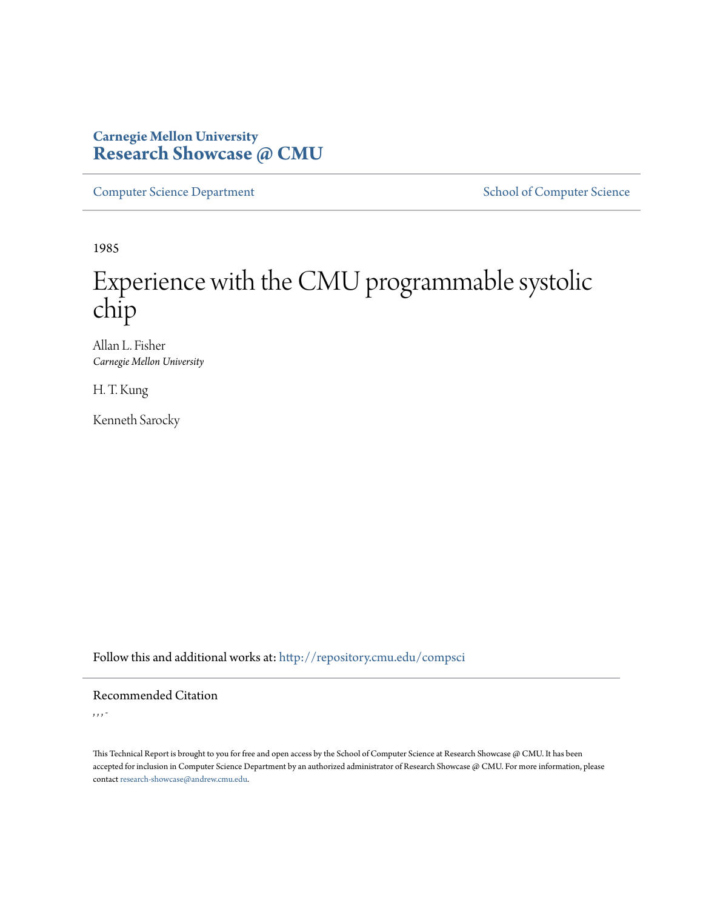**Carnegie Mellon University**
**Research Showcase @ CMU**

Computer Science Department | School of Computer Science

1985

# Experience with the CMU programmable systolic chip

Allan L. Fisher
*Carnegie Mellon University*

H. T. Kung

Kenneth Sarocky

Follow this and additional works at: http://repository.cmu.edu/compsci

## Recommended Citation

, , , -

This Technical Report is brought to you for free and open access by the School of Computer Science at Research Showcase @ CMU. It has been accepted for inclusion in Computer Science Department by an authorized administrator of Research Showcase @ CMU. For more information, please contact research-showcase@andrew.cmu.edu.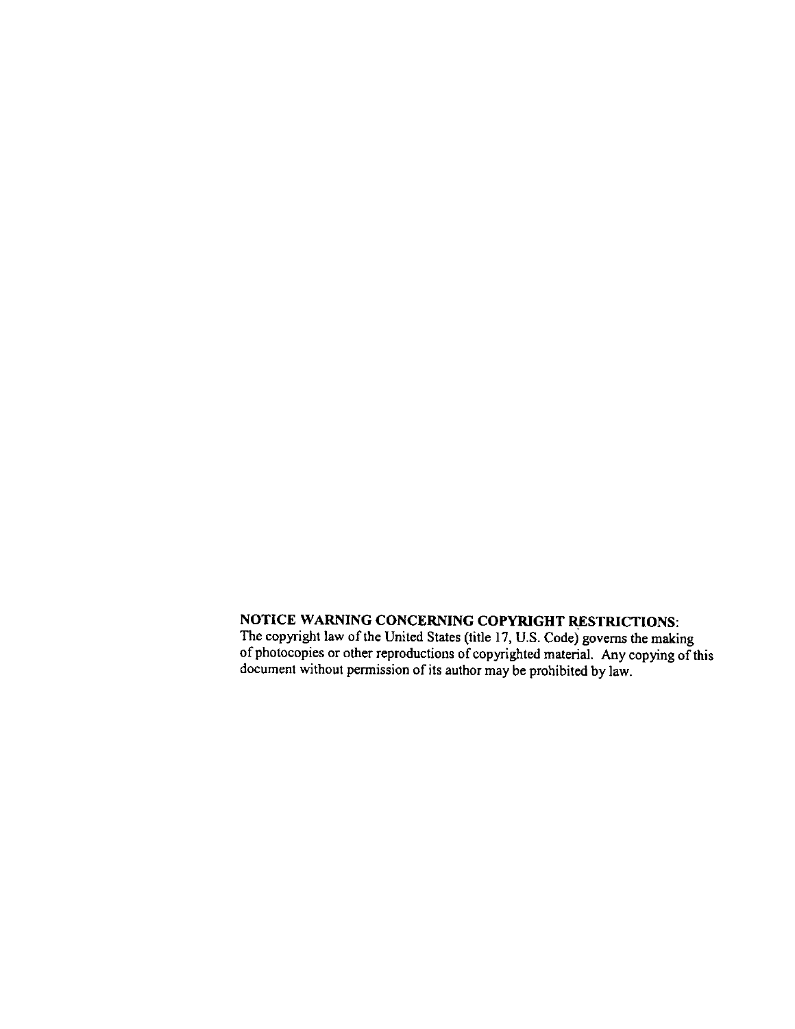**NOTICE WARNING CONCERNING COPYRIGHT RESTRICTIONS:**
The copyright law of the United States (title 17, U.S. Code) governs the making of photocopies or other reproductions of copyrighted material. Any copying of this document without permission of its author may be prohibited by law.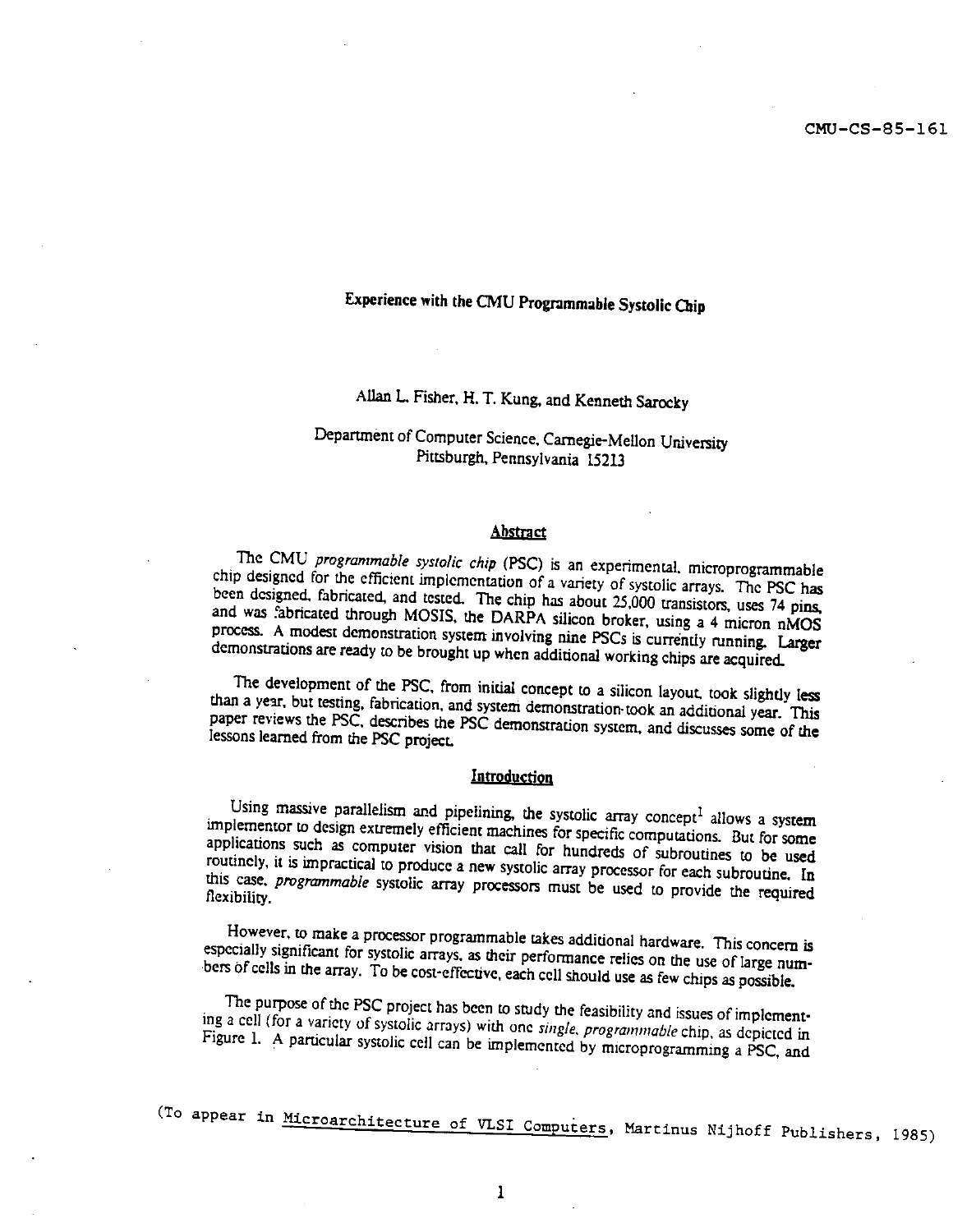CMU-CS-85-161

# Experience with the CMU Programmable Systolic Chip

Allan L. Fisher, H. T. Kung, and Kenneth Sarocky

Department of Computer Science, Carnegie-Mellon University
Pittsburgh, Pennsylvania 15213

## Abstract

The CMU *programmable systolic chip* (PSC) is an experimental, microprogrammable chip designed for the efficient implementation of a variety of systolic arrays. The PSC has been designed, fabricated, and tested. The chip has about 25,000 transistors, uses 74 pins, and was fabricated through MOSIS, the DARPA silicon broker, using a 4 micron nMOS process. A modest demonstration system involving nine PSCs is currently running. Larger demonstrations are ready to be brought up when additional working chips are acquired.

The development of the PSC, from initial concept to a silicon layout, took slightly less than a year, but testing, fabrication, and system demonstration took an additional year. This paper reviews the PSC, describes the PSC demonstration system, and discusses some of the lessons learned from the PSC project.

## Introduction

Using massive parallelism and pipelining, the systolic array concept[1] allows a system implementor to design extremely efficient machines for specific computations. But for some applications such as computer vision that call for hundreds of subroutines to be used routinely, it is impractical to produce a new systolic array processor for each subroutine. In this case, *programmable* systolic array processors must be used to provide the required flexibility.

However, to make a processor programmable takes additional hardware. This concern is especially significant for systolic arrays, as their performance relies on the use of large numbers of cells in the array. To be cost-effective, each cell should use as few chips as possible.

The purpose of the PSC project has been to study the feasibility and issues of implementing a cell (for a variety of systolic arrays) with one *single, programmable* chip, as depicted in Figure 1. A particular systolic cell can be implemented by microprogramming a PSC, and

(To appear in Microarchitecture of VLSI Computers, Martinus Nijhoff Publishers, 1985)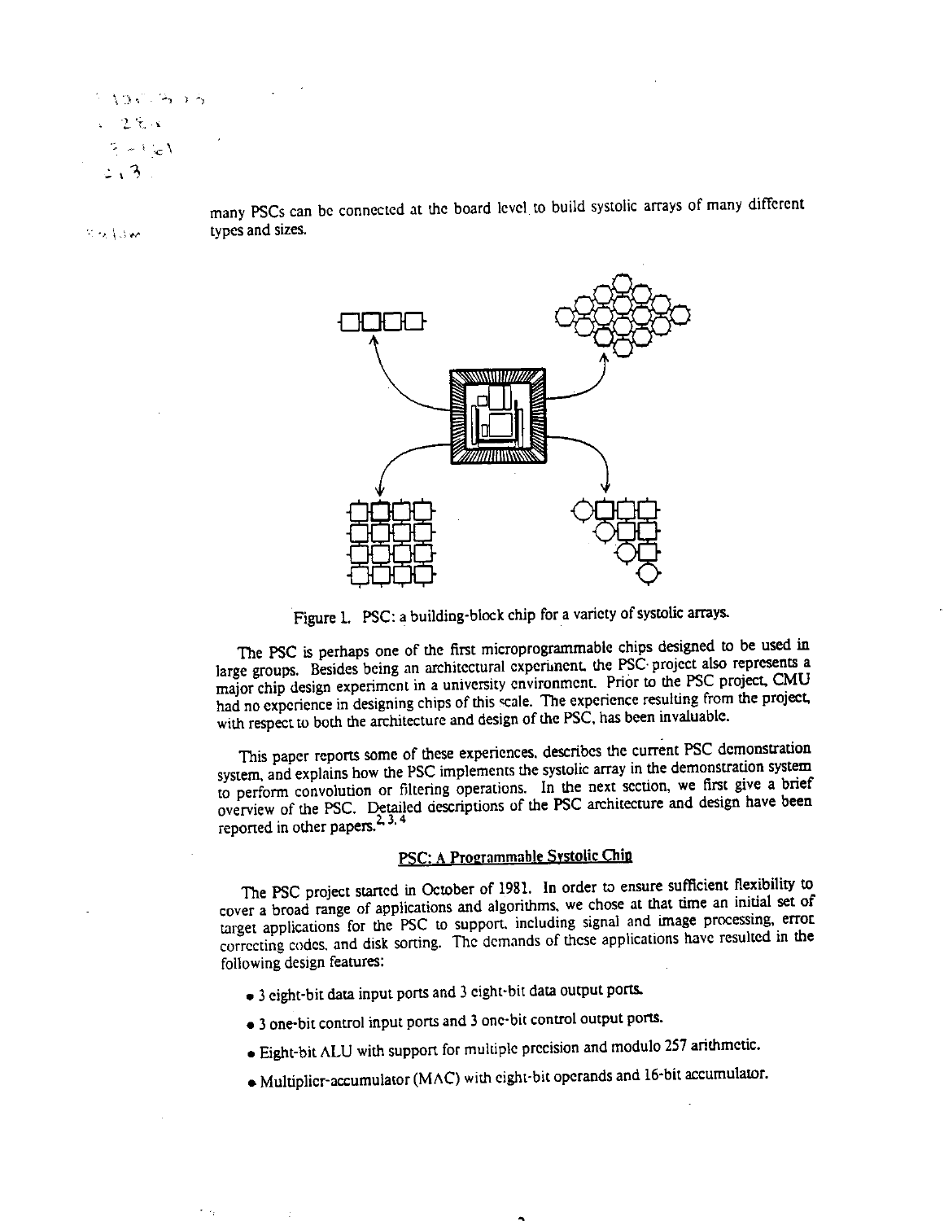many PSCs can be connected at the board level to build systolic arrays of many different types and sizes.

Figure 1. PSC: a building-block chip for a variety of systolic arrays.

The PSC is perhaps one of the first microprogrammable chips designed to be used in large groups. Besides being an architectural experiment, the PSC project also represents a major chip design experiment in a university environment. Prior to the PSC project, CMU had no experience in designing chips of this scale. The experience resulting from the project, with respect to both the architecture and design of the PSC, has been invaluable.

This paper reports some of these experiences, describes the current PSC demonstration system, and explains how the PSC implements the systolic array in the demonstration system to perform convolution or filtering operations. In the next section, we first give a brief overview of the PSC. Detailed descriptions of the PSC architecture and design have been reported in other papers.[2, 3, 4]

## PSC: A Programmable Systolic Chip

The PSC project started in October of 1981. In order to ensure sufficient flexibility to cover a broad range of applications and algorithms, we chose at that time an initial set of target applications for the PSC to support, including signal and image processing, error correcting codes, and disk sorting. The demands of these applications have resulted in the following design features:

- 3 eight-bit data input ports and 3 eight-bit data output ports.
- 3 one-bit control input ports and 3 one-bit control output ports.
- Eight-bit ALU with support for multiple precision and modulo 257 arithmetic.
- Multiplier-accumulator (MAC) with eight-bit operands and 16-bit accumulator.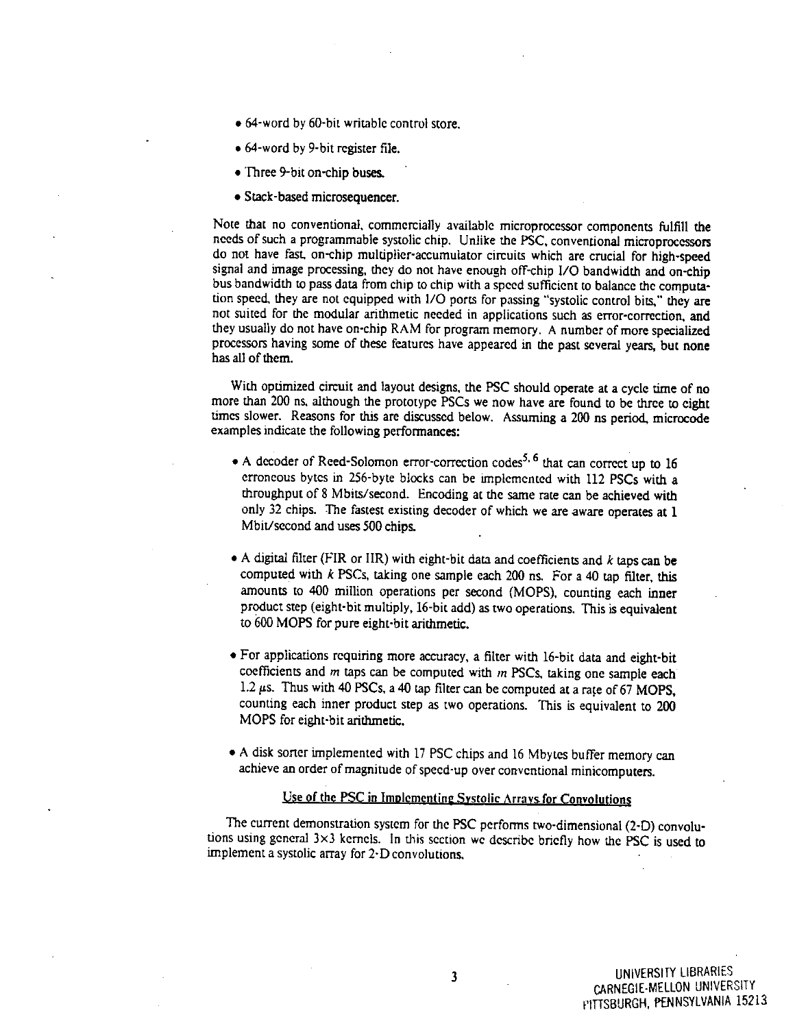- 64-word by 60-bit writable control store.
- 64-word by 9-bit register file.
- Three 9-bit on-chip buses.
- Stack-based microsequencer.

Note that no conventional, commercially available microprocessor components fulfill the needs of such a programmable systolic chip. Unlike the PSC, conventional microprocessors do not have fast, on-chip multiplier-accumulator circuits which are crucial for high-speed signal and image processing, they do not have enough off-chip I/O bandwidth and on-chip bus bandwidth to pass data from chip to chip with a speed sufficient to balance the computation speed, they are not equipped with I/O ports for passing "systolic control bits," they are not suited for the modular arithmetic needed in applications such as error-correction, and they usually do not have on-chip RAM for program memory. A number of more specialized processors having some of these features have appeared in the past several years, but none has all of them.

With optimized circuit and layout designs, the PSC should operate at a cycle time of no more than 200 ns, although the prototype PSCs we now have are found to be three to eight times slower. Reasons for this are discussed below. Assuming a 200 ns period, microcode examples indicate the following performances:

- A decoder of Reed-Solomon error-correction codes[5, 6] that can correct up to 16 erroneous bytes in 256-byte blocks can be implemented with 112 PSCs with a throughput of 8 Mbits/second. Encoding at the same rate can be achieved with only 32 chips. The fastest existing decoder of which we are aware operates at 1 Mbit/second and uses 500 chips.

- A digital filter (FIR or IIR) with eight-bit data and coefficients and $k$ taps can be computed with $k$ PSCs, taking one sample each 200 ns. For a 40 tap filter, this amounts to 400 million operations per second (MOPS), counting each inner product step (eight-bit multiply, 16-bit add) as two operations. This is equivalent to 600 MOPS for pure eight-bit arithmetic.

- For applications requiring more accuracy, a filter with 16-bit data and eight-bit coefficients and $m$ taps can be computed with $m$ PSCs, taking one sample each 1.2 $\mu$s. Thus with 40 PSCs, a 40 tap filter can be computed at a rate of 67 MOPS, counting each inner product step as two operations. This is equivalent to 200 MOPS for eight-bit arithmetic.

- A disk sorter implemented with 17 PSC chips and 16 Mbytes buffer memory can achieve an order of magnitude of speed-up over conventional minicomputers.

## Use of the PSC in Implementing Systolic Arrays for Convolutions

The current demonstration system for the PSC performs two-dimensional (2-D) convolutions using general $3 \times 3$ kernels. In this section we describe briefly how the PSC is used to implement a systolic array for 2-D convolutions.

UNIVERSITY LIBRARIES
CARNEGIE-MELLON UNIVERSITY
PITTSBURGH, PENNSYLVANIA 15213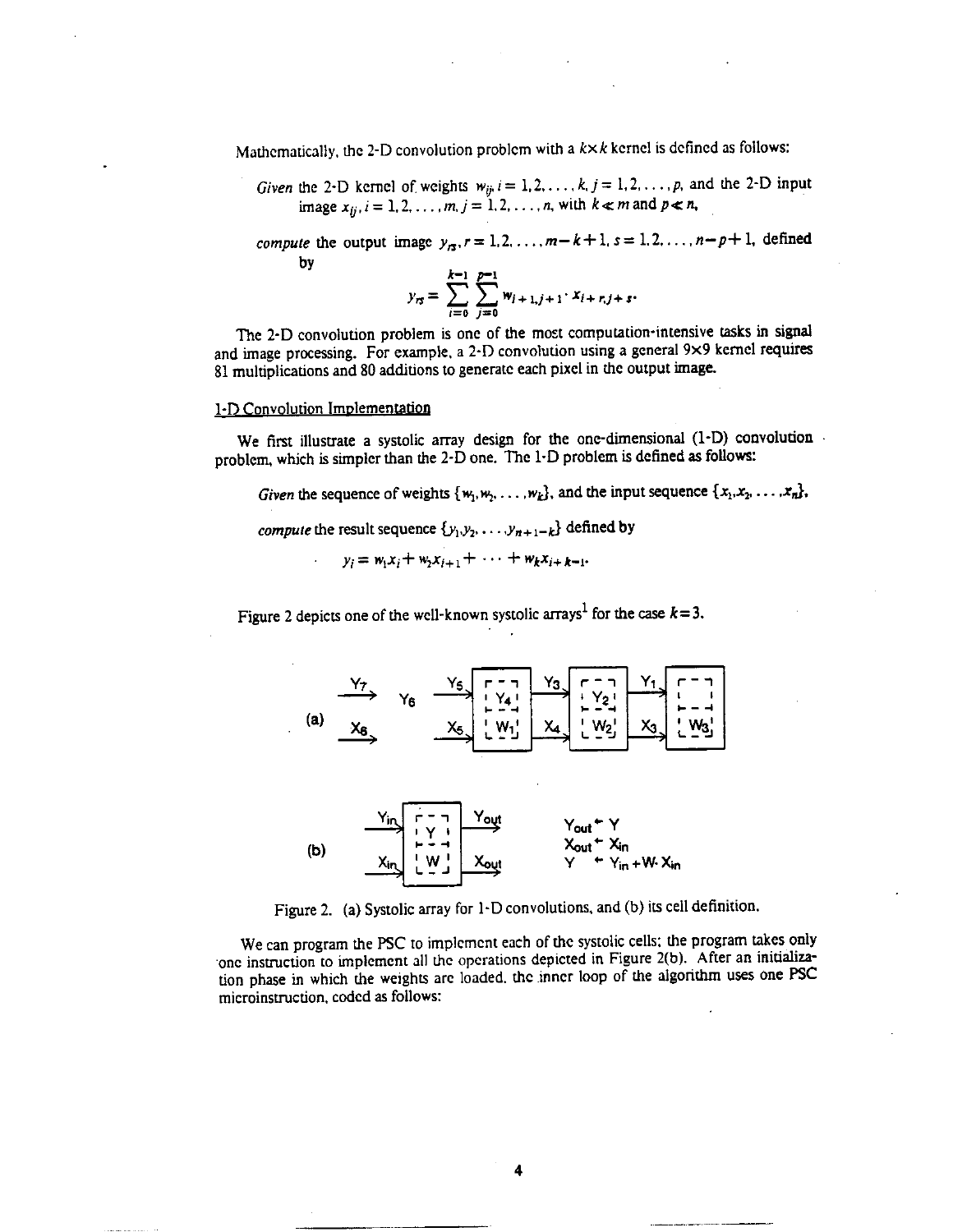Mathematically, the 2-D convolution problem with a $k \times k$ kernel is defined as follows:

*Given* the 2-D kernel of weights $w_{ij}, i = 1,2,\ldots,k, j = 1,2,\ldots,p$, and the 2-D input image $x_{ij}, i = 1,2,\ldots,m, j = 1,2,\ldots,n$, with $k \ll m$ and $p \ll n$,

*compute* the output image $y_{rs}, r = 1,2,\ldots,m-k+1, s = 1,2,\ldots,n-p+1$, defined by

$$y_{rs} = \sum_{i=0}^{k-1} \sum_{j=0}^{p-1} w_{i+1,j+1} \cdot x_{i+r,j+s}.$$

The 2-D convolution problem is one of the most computation-intensive tasks in signal and image processing. For example, a 2-D convolution using a general 9×9 kernel requires 81 multiplications and 80 additions to generate each pixel in the output image.

## 1-D Convolution Implementation

We first illustrate a systolic array design for the one-dimensional (1-D) convolution problem, which is simpler than the 2-D one. The 1-D problem is defined as follows:

*Given* the sequence of weights $\{w_1, w_2, \ldots, w_k\}$, and the input sequence $\{x_1, x_2, \ldots, x_n\}$,

*compute* the result sequence $\{y_1, y_2, \ldots, y_{n+1-k}\}$ defined by

$$y_i = w_1 x_i + w_2 x_{i+1} + \cdots + w_k x_{i+k-1}.$$

Figure 2 depicts one of the well-known systolic arrays[1] for the case $k=3$.

$Y_{out} \leftarrow Y$
$X_{out} \leftarrow X_{in}$
$Y \leftarrow Y_{in} + W \cdot X_{in}$

Figure 2. (a) Systolic array for 1-D convolutions, and (b) its cell definition.

We can program the PSC to implement each of the systolic cells; the program takes only one instruction to implement all the operations depicted in Figure 2(b). After an initialization phase in which the weights are loaded, the inner loop of the algorithm uses one PSC microinstruction, coded as follows: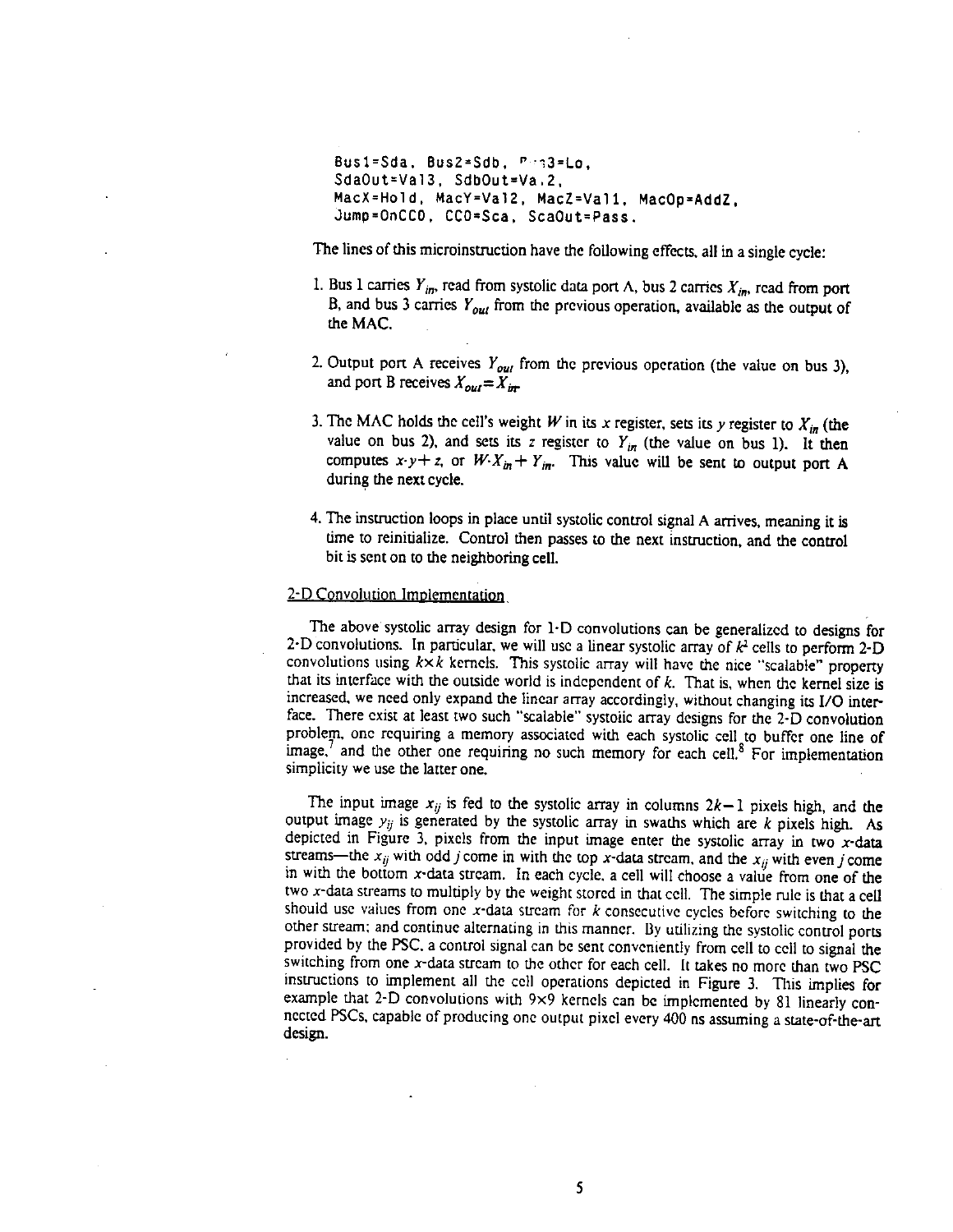```
Bus1=Sda, Bus2=Sdb, B..s3=Lo,
SdaOut=Val3, SdbOut=Val2,
MacX=Hold, MacY=Val2, MacZ=Val1, MacOp=AddZ,
Jump=OnCC0, CC0=Sca, ScaOut=Pass.
```

The lines of this microinstruction have the following effects, all in a single cycle:

1. Bus 1 carries $Y_{in}$, read from systolic data port A, bus 2 carries $X_{in}$, read from port B, and bus 3 carries $Y_{out}$ from the previous operation, available as the output of the MAC.
2. Output port A receives $Y_{out}$ from the previous operation (the value on bus 3), and port B receives $X_{out} = X_{in}$.
3. The MAC holds the cell's weight $W$ in its $x$ register, sets its $y$ register to $X_{in}$ (the value on bus 2), and sets its $z$ register to $Y_{in}$ (the value on bus 1). It then computes $x \cdot y + z$, or $W \cdot X_{in} + Y_{in}$. This value will be sent to output port A during the next cycle.
4. The instruction loops in place until systolic control signal A arrives, meaning it is time to reinitialize. Control then passes to the next instruction, and the control bit is sent on to the neighboring cell.

## 2-D Convolution Implementation

The above systolic array design for 1-D convolutions can be generalized to designs for 2-D convolutions. In particular, we will use a linear systolic array of $k^2$ cells to perform 2-D convolutions using $k \times k$ kernels. This systolic array will have the nice "scalable" property that its interface with the outside world is independent of $k$. That is, when the kernel size is increased, we need only expand the linear array accordingly, without changing its I/O interface. There exist at least two such "scalable" systolic array designs for the 2-D convolution problem, one requiring a memory associated with each systolic cell to buffer one line of image,[7] and the other one requiring no such memory for each cell.[8] For implementation simplicity we use the latter one.

The input image $x_{ij}$ is fed to the systolic array in columns $2k-1$ pixels high, and the output image $y_{ij}$ is generated by the systolic array in swaths which are $k$ pixels high. As depicted in Figure 3, pixels from the input image enter the systolic array in two $x$-data streams—the $x_{ij}$ with odd $j$ come in with the top $x$-data stream, and the $x_{ij}$ with even $j$ come in with the bottom $x$-data stream. In each cycle, a cell will choose a value from one of the two $x$-data streams to multiply by the weight stored in that cell. The simple rule is that a cell should use values from one $x$-data stream for $k$ consecutive cycles before switching to the other stream; and continue alternating in this manner. By utilizing the systolic control ports provided by the PSC, a control signal can be sent conveniently from cell to cell to signal the switching from one $x$-data stream to the other for each cell. It takes no more than two PSC instructions to implement all the cell operations depicted in Figure 3. This implies for example that 2-D convolutions with $9 \times 9$ kernels can be implemented by 81 linearly connected PSCs, capable of producing one output pixel every 400 ns assuming a state-of-the-art design.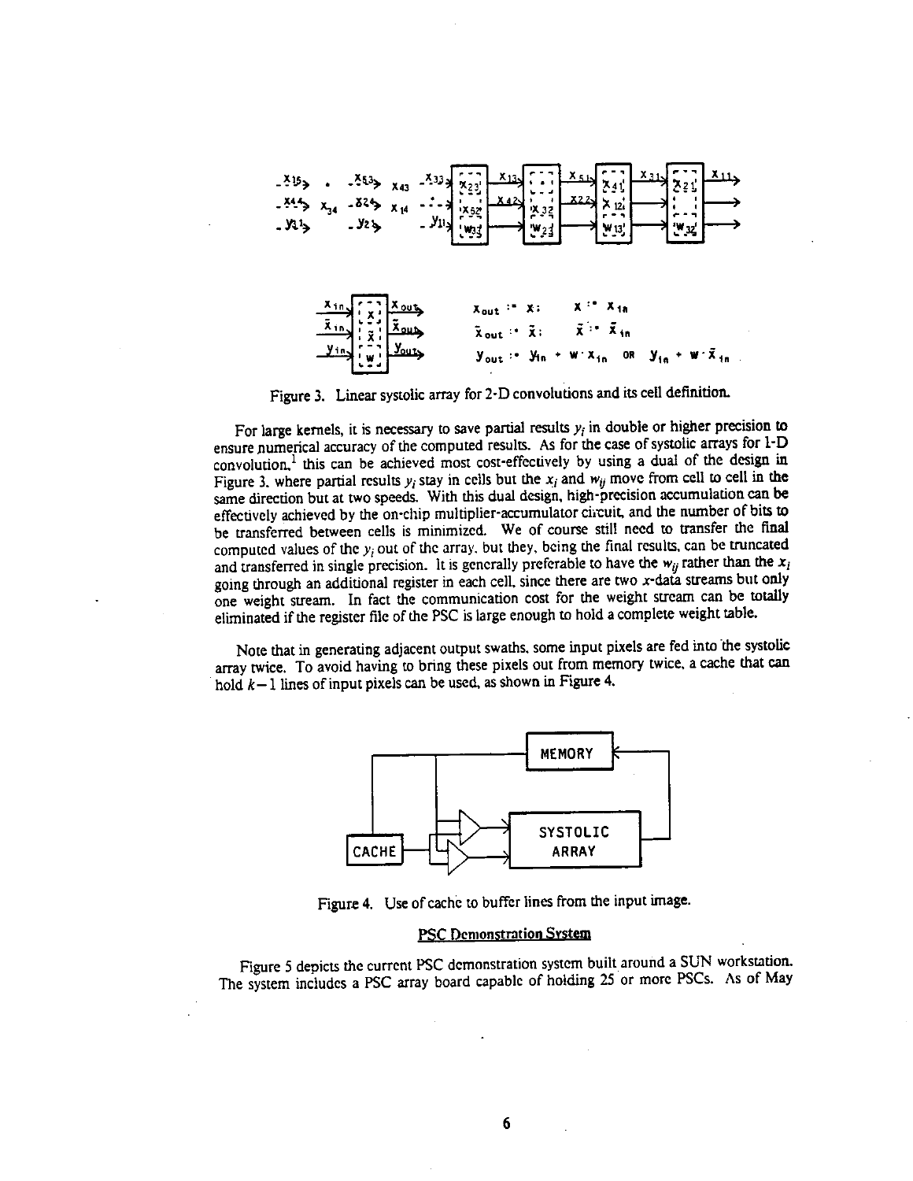Figure 3. Linear systolic array for 2-D convolutions and its cell definition.

For large kernels, it is necessary to save partial results $y_i$ in double or higher precision to ensure numerical accuracy of the computed results. As for the case of systolic arrays for 1-D convolution,[1] this can be achieved most cost-effectively by using a dual of the design in Figure 3, where partial results $y_i$ stay in cells but the $x_i$ and $w_{ij}$ move from cell to cell in the same direction but at two speeds. With this dual design, high-precision accumulation can be effectively achieved by the on-chip multiplier-accumulator circuit, and the number of bits to be transferred between cells is minimized. We of course still need to transfer the final computed values of the $y_i$ out of the array, but they, being the final results, can be truncated and transferred in single precision. It is generally preferable to have the $w_{ij}$ rather than the $x_i$ going through an additional register in each cell, since there are two $x$-data streams but only one weight stream. In fact the communication cost for the weight stream can be totally eliminated if the register file of the PSC is large enough to hold a complete weight table.

Note that in generating adjacent output swaths, some input pixels are fed into the systolic array twice. To avoid having to bring these pixels out from memory twice, a cache that can hold $k-1$ lines of input pixels can be used, as shown in Figure 4.

Figure 4. Use of cache to buffer lines from the input image.

## PSC Demonstration System

Figure 5 depicts the current PSC demonstration system built around a SUN workstation. The system includes a PSC array board capable of holding 25 or more PSCs. As of May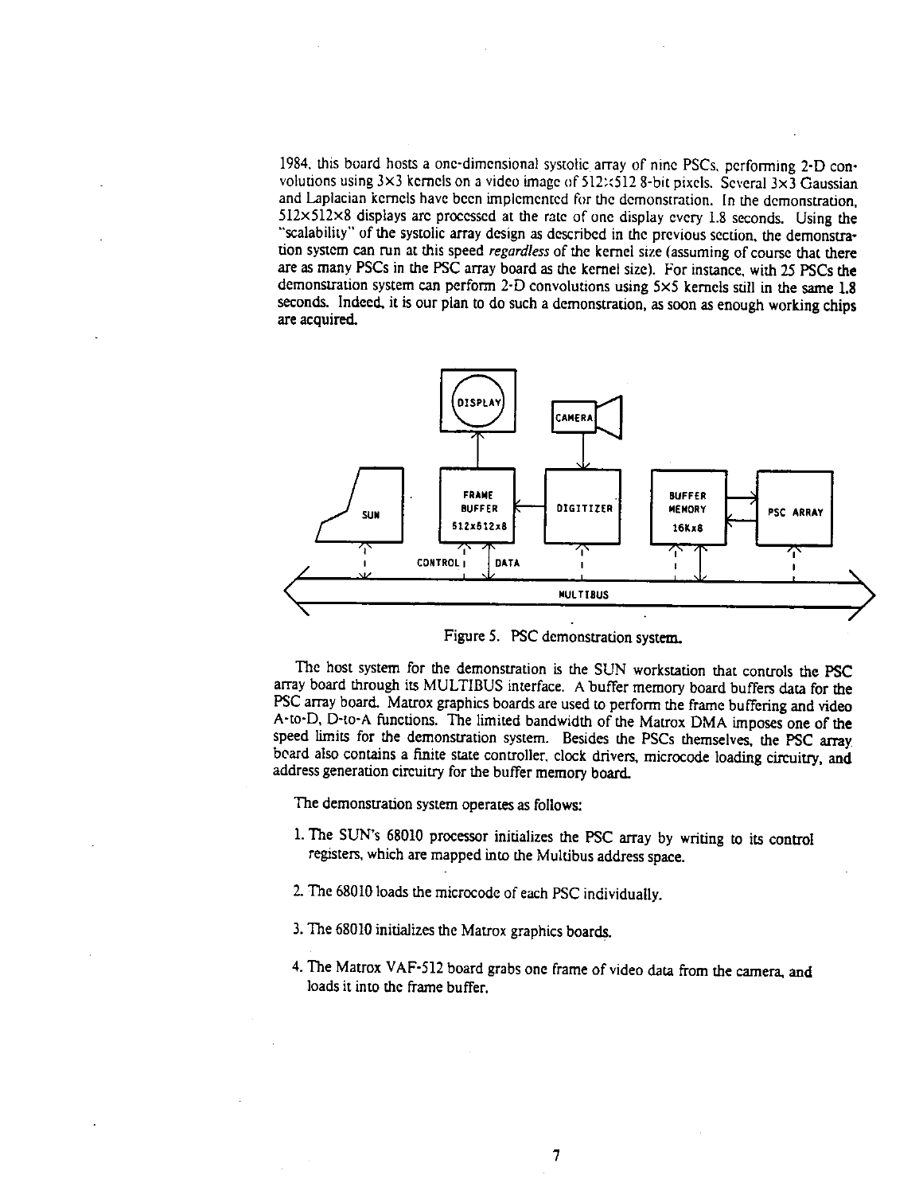1984, this board hosts a one-dimensional systolic array of nine PSCs, performing 2-D convolutions using 3×3 kernels on a video image of 512×512 8-bit pixels. Several 3×3 Gaussian and Laplacian kernels have been implemented for the demonstration. In the demonstration, 512×512×8 displays are processed at the rate of one display every 1.8 seconds. Using the "scalability" of the systolic array design as described in the previous section, the demonstration system can run at this speed *regardless* of the kernel size (assuming of course that there are as many PSCs in the PSC array board as the kernel size). For instance, with 25 PSCs the demonstration system can perform 2-D convolutions using 5×5 kernels still in the same 1.8 seconds. Indeed, it is our plan to do such a demonstration, as soon as enough working chips are acquired.

Figure 5. PSC demonstration system.

The host system for the demonstration is the SUN workstation that controls the PSC array board through its MULTIBUS interface. A buffer memory board buffers data for the PSC array board. Matrox graphics boards are used to perform the frame buffering and video A-to-D, D-to-A functions. The limited bandwidth of the Matrox DMA imposes one of the speed limits for the demonstration system. Besides the PSCs themselves, the PSC array board also contains a finite state controller, clock drivers, microcode loading circuitry, and address generation circuitry for the buffer memory board.

The demonstration system operates as follows:

1. The SUN's 68010 processor initializes the PSC array by writing to its control registers, which are mapped into the Multibus address space.

2. The 68010 loads the microcode of each PSC individually.

3. The 68010 initializes the Matrox graphics boards.

4. The Matrox VAF-512 board grabs one frame of video data from the camera, and loads it into the frame buffer.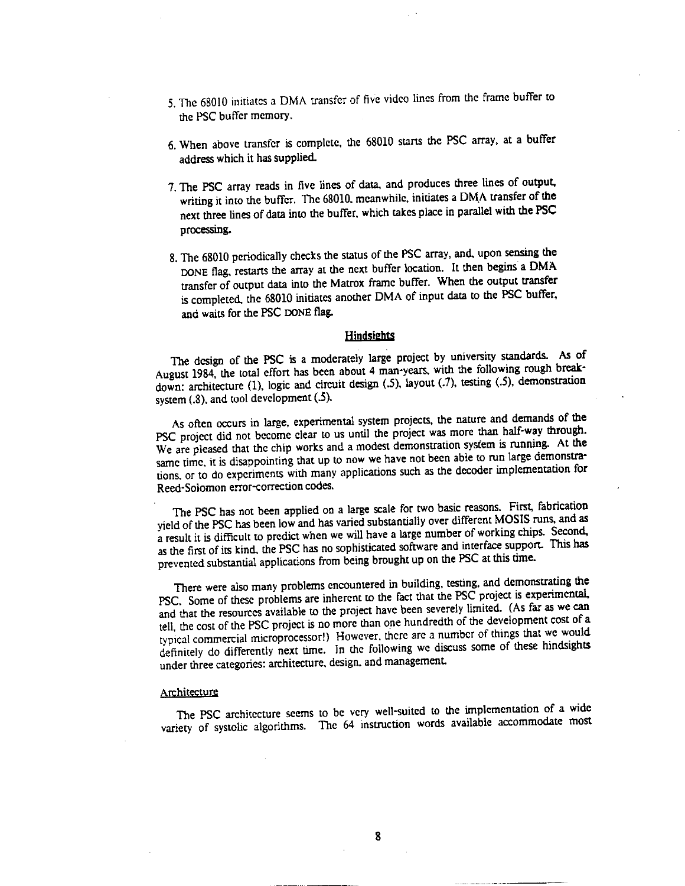5. The 68010 initiates a DMA transfer of five video lines from the frame buffer to the PSC buffer memory.

6. When above transfer is complete, the 68010 starts the PSC array, at a buffer address which it has supplied.

7. The PSC array reads in five lines of data, and produces three lines of output, writing it into the buffer. The 68010, meanwhile, initiates a DMA transfer of the next three lines of data into the buffer, which takes place in parallel with the PSC processing.

8. The 68010 periodically checks the status of the PSC array, and, upon sensing the DONE flag, restarts the array at the next buffer location. It then begins a DMA transfer of output data into the Matrox frame buffer. When the output transfer is completed, the 68010 initiates another DMA of input data to the PSC buffer, and waits for the PSC DONE flag.

## Hindsights

The design of the PSC is a moderately large project by university standards. As of August 1984, the total effort has been about 4 man-years, with the following rough breakdown: architecture (1), logic and circuit design (.5), layout (.7), testing (.5), demonstration system (.8), and tool development (.5).

As often occurs in large, experimental system projects, the nature and demands of the PSC project did not become clear to us until the project was more than half-way through. We are pleased that the chip works and a modest demonstration system is running. At the same time, it is disappointing that up to now we have not been able to run large demonstrations, or to do experiments with many applications such as the decoder implementation for Reed-Solomon error-correction codes.

The PSC has not been applied on a large scale for two basic reasons. First, fabrication yield of the PSC has been low and has varied substantially over different MOSIS runs, and as a result it is difficult to predict when we will have a large number of working chips. Second, as the first of its kind, the PSC has no sophisticated software and interface support. This has prevented substantial applications from being brought up on the PSC at this time.

There were also many problems encountered in building, testing, and demonstrating the PSC. Some of these problems are inherent to the fact that the PSC project is experimental, and that the resources available to the project have been severely limited. (As far as we can tell, the cost of the PSC project is no more than one hundredth of the development cost of a typical commercial microprocessor!) However, there are a number of things that we would definitely do differently next time. In the following we discuss some of these hindsights under three categories: architecture, design, and management.

### Architecture

The PSC architecture seems to be very well-suited to the implementation of a wide variety of systolic algorithms. The 64 instruction words available accommodate most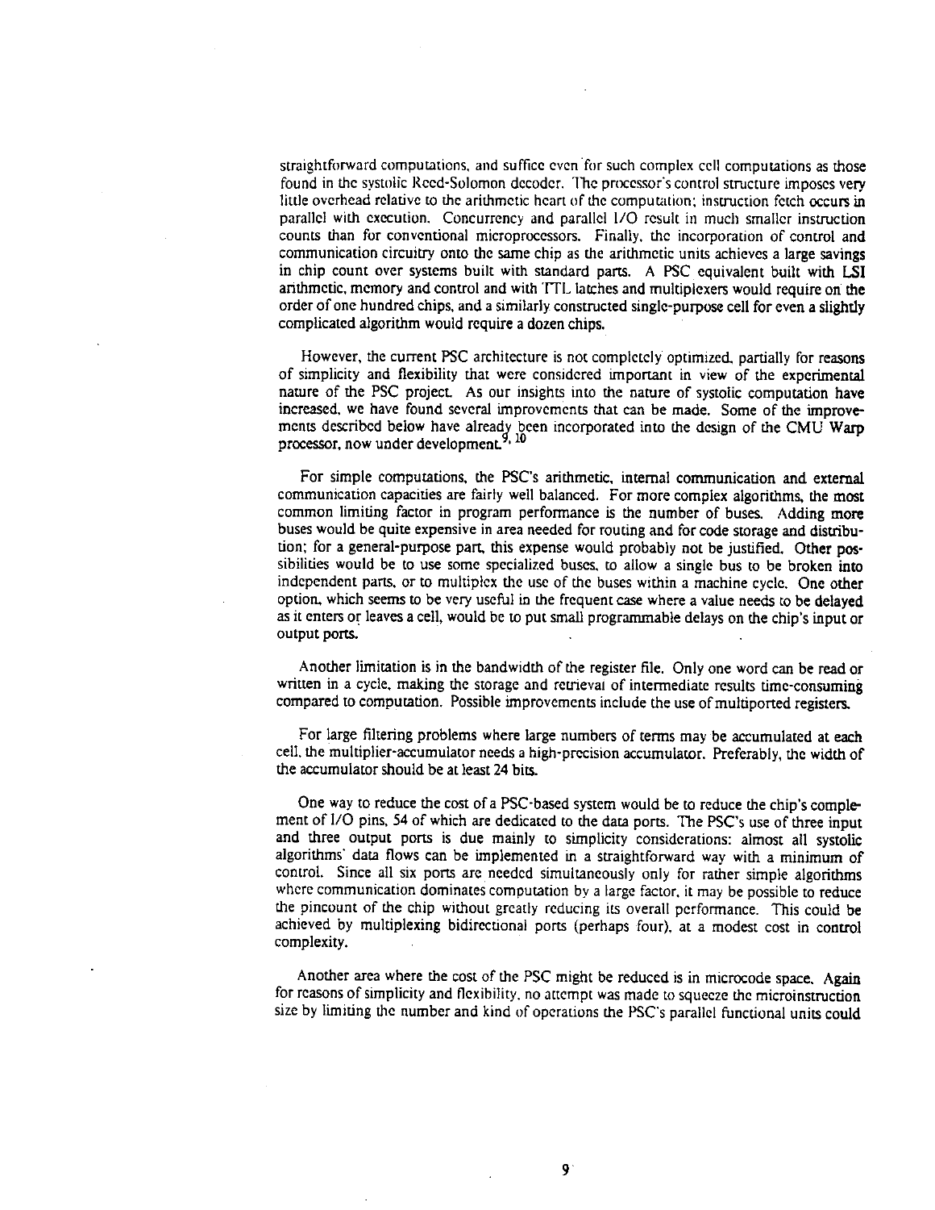straightforward computations, and suffice even for such complex cell computations as those found in the systolic Reed-Solomon decoder. The processor's control structure imposes very little overhead relative to the arithmetic heart of the computation; instruction fetch occurs in parallel with execution. Concurrency and parallel I/O result in much smaller instruction counts than for conventional microprocessors. Finally, the incorporation of control and communication circuitry onto the same chip as the arithmetic units achieves a large savings in chip count over systems built with standard parts. A PSC equivalent built with LSI arithmetic, memory and control and with TTL latches and multiplexers would require on the order of one hundred chips, and a similarly constructed single-purpose cell for even a slightly complicated algorithm would require a dozen chips.

However, the current PSC architecture is not completely optimized, partially for reasons of simplicity and flexibility that were considered important in view of the experimental nature of the PSC project. As our insights into the nature of systolic computation have increased, we have found several improvements that can be made. Some of the improvements described below have already been incorporated into the design of the CMU Warp processor, now under development.[9, 10]

For simple computations, the PSC's arithmetic, internal communication and external communication capacities are fairly well balanced. For more complex algorithms, the most common limiting factor in program performance is the number of buses. Adding more buses would be quite expensive in area needed for routing and for code storage and distribution; for a general-purpose part, this expense would probably not be justified. Other possibilities would be to use some specialized buses, to allow a single bus to be broken into independent parts, or to multiplex the use of the buses within a machine cycle. One other option, which seems to be very useful in the frequent case where a value needs to be delayed as it enters or leaves a cell, would be to put small programmable delays on the chip's input or output ports.

Another limitation is in the bandwidth of the register file. Only one word can be read or written in a cycle, making the storage and retrieval of intermediate results time-consuming compared to computation. Possible improvements include the use of multiported registers.

For large filtering problems where large numbers of terms may be accumulated at each cell, the multiplier-accumulator needs a high-precision accumulator. Preferably, the width of the accumulator should be at least 24 bits.

One way to reduce the cost of a PSC-based system would be to reduce the chip's complement of I/O pins, 54 of which are dedicated to the data ports. The PSC's use of three input and three output ports is due mainly to simplicity considerations: almost all systolic algorithms' data flows can be implemented in a straightforward way with a minimum of control. Since all six ports are needed simultaneously only for rather simple algorithms where communication dominates computation by a large factor, it may be possible to reduce the pincount of the chip without greatly reducing its overall performance. This could be achieved by multiplexing bidirectional ports (perhaps four), at a modest cost in control complexity.

Another area where the cost of the PSC might be reduced is in microcode space. Again for reasons of simplicity and flexibility, no attempt was made to squeeze the microinstruction size by limiting the number and kind of operations the PSC's parallel functional units could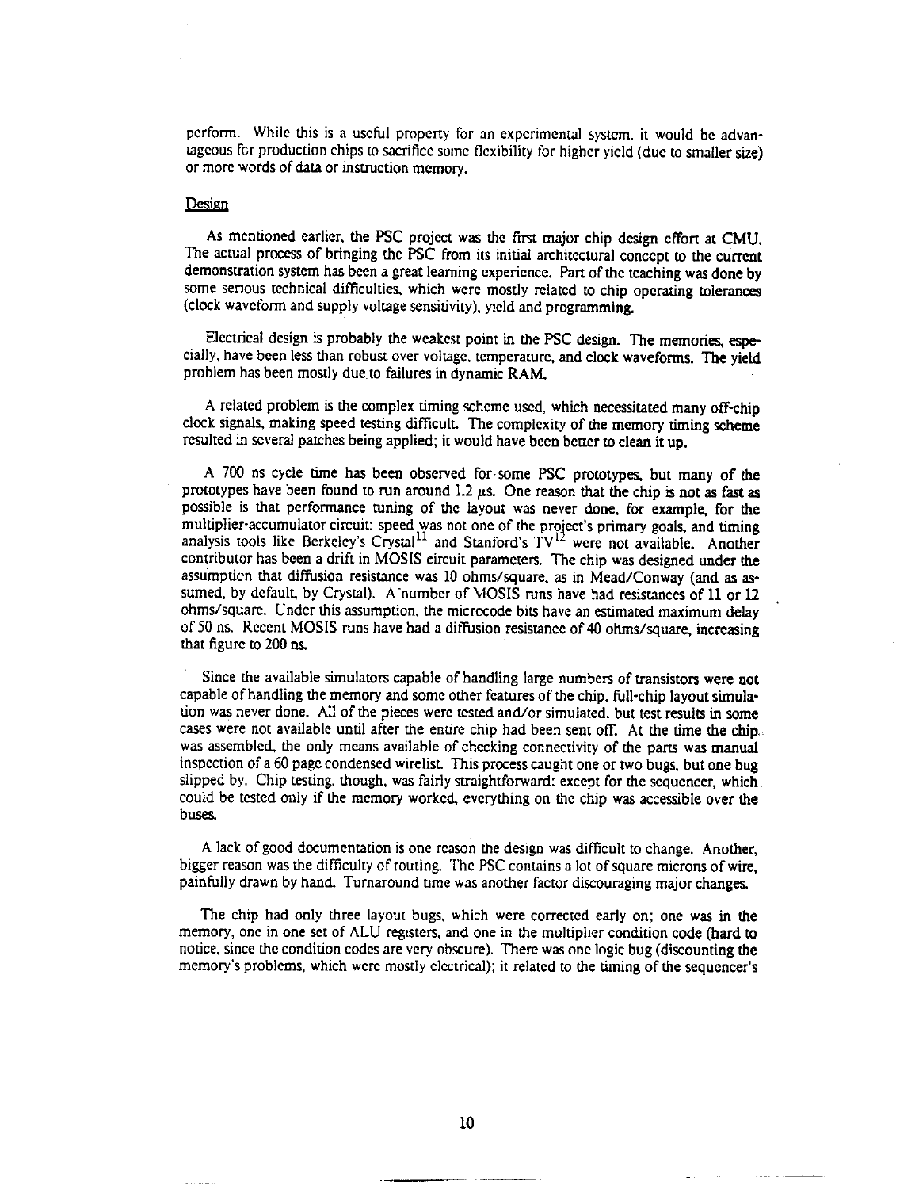perform. While this is a useful property for an experimental system, it would be advantageous for production chips to sacrifice some flexibility for higher yield (due to smaller size) or more words of data or instruction memory.

## Design

As mentioned earlier, the PSC project was the first major chip design effort at CMU. The actual process of bringing the PSC from its initial architectural concept to the current demonstration system has been a great learning experience. Part of the teaching was done by some serious technical difficulties, which were mostly related to chip operating tolerances (clock waveform and supply voltage sensitivity), yield and programming.

Electrical design is probably the weakest point in the PSC design. The memories, especially, have been less than robust over voltage, temperature, and clock waveforms. The yield problem has been mostly due to failures in dynamic RAM.

A related problem is the complex timing scheme used, which necessitated many off-chip clock signals, making speed testing difficult. The complexity of the memory timing scheme resulted in several patches being applied; it would have been better to clean it up.

A 700 ns cycle time has been observed for some PSC prototypes, but many of the prototypes have been found to run around 1.2 $\mu$s. One reason that the chip is not as fast as possible is that performance tuning of the layout was never done, for example, for the multiplier-accumulator circuit; speed was not one of the project's primary goals, and timing analysis tools like Berkeley's Crystal[11] and Stanford's TV[12] were not available. Another contributor has been a drift in MOSIS circuit parameters. The chip was designed under the assumption that diffusion resistance was 10 ohms/square, as in Mead/Conway (and as assumed, by default, by Crystal). A number of MOSIS runs have had resistances of 11 or 12 ohms/square. Under this assumption, the microcode bits have an estimated maximum delay of 50 ns. Recent MOSIS runs have had a diffusion resistance of 40 ohms/square, increasing that figure to 200 ns.

Since the available simulators capable of handling large numbers of transistors were not capable of handling the memory and some other features of the chip, full-chip layout simulation was never done. All of the pieces were tested and/or simulated, but test results in some cases were not available until after the entire chip had been sent off. At the time the chip was assembled, the only means available of checking connectivity of the parts was manual inspection of a 60 page condensed wirelist. This process caught one or two bugs, but one bug slipped by. Chip testing, though, was fairly straightforward: except for the sequencer, which could be tested only if the memory worked, everything on the chip was accessible over the buses.

A lack of good documentation is one reason the design was difficult to change. Another, bigger reason was the difficulty of routing. The PSC contains a lot of square microns of wire, painfully drawn by hand. Turnaround time was another factor discouraging major changes.

The chip had only three layout bugs, which were corrected early on; one was in the memory, one in one set of ALU registers, and one in the multiplier condition code (hard to notice, since the condition codes are very obscure). There was one logic bug (discounting the memory's problems, which were mostly electrical); it related to the timing of the sequencer's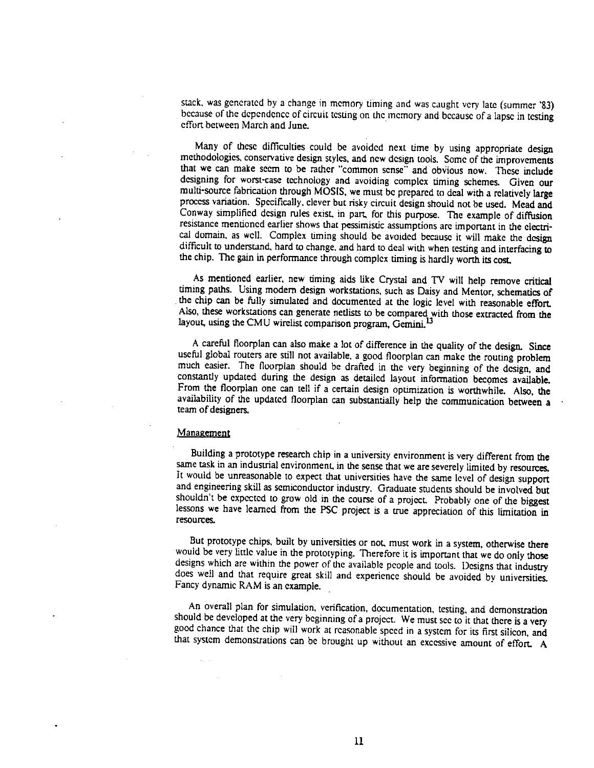stack, was generated by a change in memory timing and was caught very late (summer '83) because of the dependence of circuit testing on the memory and because of a lapse in testing effort between March and June.

Many of these difficulties could be avoided next time by using appropriate design methodologies, conservative design styles, and new design tools. Some of the improvements that we can make seem to be rather "common sense" and obvious now. These include designing for worst-case technology and avoiding complex timing schemes. Given our multi-source fabrication through MOSIS, we must be prepared to deal with a relatively large process variation. Specifically, clever but risky circuit design should not be used. Mead and Conway simplified design rules exist, in part, for this purpose. The example of diffusion resistance mentioned earlier shows that pessimistic assumptions are important in the electrical domain, as well. Complex timing should be avoided because it will make the design difficult to understand, hard to change, and hard to deal with when testing and interfacing to the chip. The gain in performance through complex timing is hardly worth its cost.

As mentioned earlier, new timing aids like Crystal and TV will help remove critical timing paths. Using modern design workstations, such as Daisy and Mentor, schematics of the chip can be fully simulated and documented at the logic level with reasonable effort. Also, these workstations can generate netlists to be compared with those extracted from the layout, using the CMU wirelist comparison program, Gemini.[13]

A careful floorplan can also make a lot of difference in the quality of the design. Since useful global routers are still not available, a good floorplan can make the routing problem much easier. The floorplan should be drafted in the very beginning of the design, and constantly updated during the design as detailed layout information becomes available. From the floorplan one can tell if a certain design optimization is worthwhile. Also, the availability of the updated floorplan can substantially help the communication between a team of designers.

## Management

Building a prototype research chip in a university environment is very different from the same task in an industrial environment, in the sense that we are severely limited by resources. It would be unreasonable to expect that universities have the same level of design support and engineering skill as semiconductor industry. Graduate students should be involved but shouldn't be expected to grow old in the course of a project. Probably one of the biggest lessons we have learned from the PSC project is a true appreciation of this limitation in resources.

But prototype chips, built by universities or not, must work in a system, otherwise there would be very little value in the prototyping. Therefore it is important that we do only those designs which are within the power of the available people and tools. Designs that industry does well and that require great skill and experience should be avoided by universities. Fancy dynamic RAM is an example.

An overall plan for simulation, verification, documentation, testing, and demonstration should be developed at the very beginning of a project. We must see to it that there is a very good chance that the chip will work at reasonable speed in a system for its first silicon, and that system demonstrations can be brought up without an excessive amount of effort. A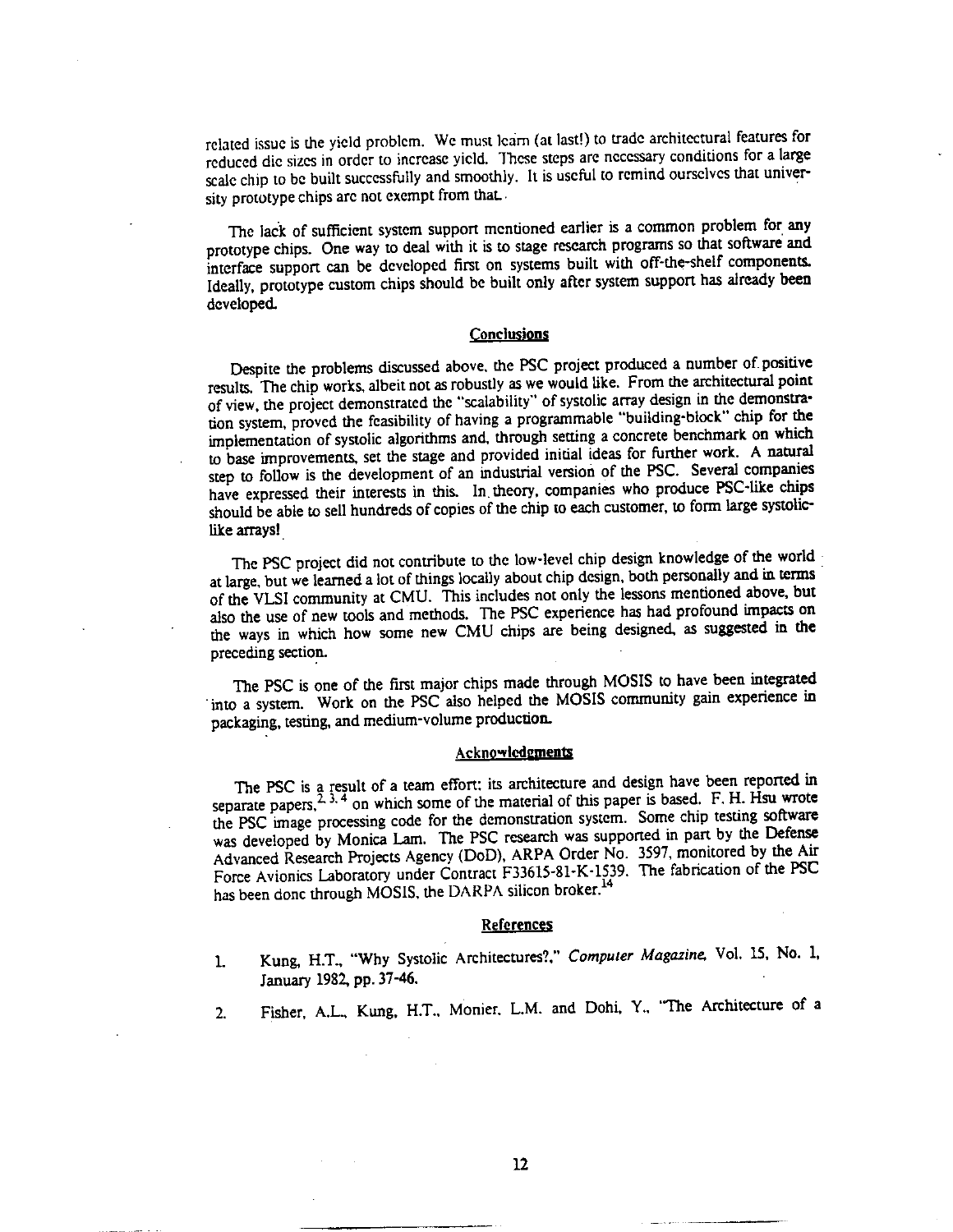related issue is the yield problem. We must learn (at last!) to trade architectural features for reduced die sizes in order to increase yield. These steps are necessary conditions for a large scale chip to be built successfully and smoothly. It is useful to remind ourselves that university prototype chips are not exempt from that.

The lack of sufficient system support mentioned earlier is a common problem for any prototype chips. One way to deal with it is to stage research programs so that software and interface support can be developed first on systems built with off-the-shelf components. Ideally, prototype custom chips should be built only after system support has already been developed.

## Conclusions

Despite the problems discussed above, the PSC project produced a number of positive results. The chip works, albeit not as robustly as we would like. From the architectural point of view, the project demonstrated the "scalability" of systolic array design in the demonstration system, proved the feasibility of having a programmable "building-block" chip for the implementation of systolic algorithms and, through setting a concrete benchmark on which to base improvements, set the stage and provided initial ideas for further work. A natural step to follow is the development of an industrial version of the PSC. Several companies have expressed their interests in this. In theory, companies who produce PSC-like chips should be able to sell hundreds of copies of the chip to each customer, to form large systolic-like arrays!

The PSC project did not contribute to the low-level chip design knowledge of the world at large, but we learned a lot of things locally about chip design, both personally and in terms of the VLSI community at CMU. This includes not only the lessons mentioned above, but also the use of new tools and methods. The PSC experience has had profound impacts on the ways in which how some new CMU chips are being designed, as suggested in the preceding section.

The PSC is one of the first major chips made through MOSIS to have been integrated into a system. Work on the PSC also helped the MOSIS community gain experience in packaging, testing, and medium-volume production.

## Acknowledgments

The PSC is a result of a team effort: its architecture and design have been reported in separate papers,[2, 3, 4] on which some of the material of this paper is based. F. H. Hsu wrote the PSC image processing code for the demonstration system. Some chip testing software was developed by Monica Lam. The PSC research was supported in part by the Defense Advanced Research Projects Agency (DoD), ARPA Order No. 3597, monitored by the Air Force Avionics Laboratory under Contract F33615-81-K-1539. The fabrication of the PSC has been done through MOSIS, the DARPA silicon broker.[14]

## References

1. Kung, H.T., "Why Systolic Architectures?," *Computer Magazine*, Vol. 15, No. 1, January 1982, pp. 37-46.

2. Fisher, A.L., Kung, H.T., Monier, L.M. and Dohi, Y., "The Architecture of a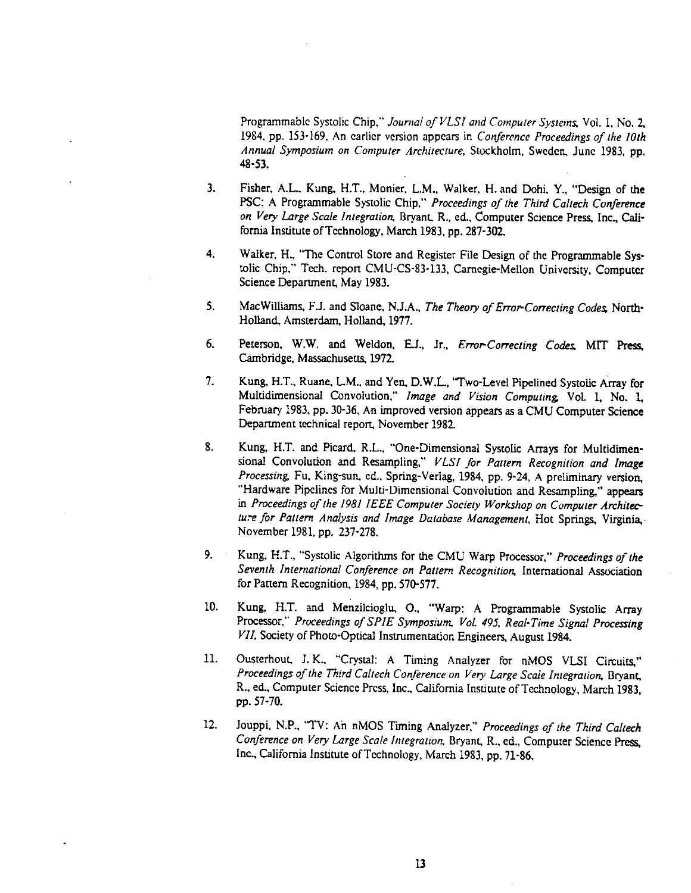Programmable Systolic Chip," *Journal of VLSI and Computer Systems*, Vol. 1, No. 2, 1984, pp. 153-169. An earlier version appears in *Conference Proceedings of the 10th Annual Symposium on Computer Architecture*, Stockholm, Sweden, June 1983, pp. 48-53.

3. Fisher, A.L., Kung, H.T., Monier, L.M., Walker, H. and Dohi, Y., "Design of the PSC: A Programmable Systolic Chip," *Proceedings of the Third Caltech Conference on Very Large Scale Integration*, Bryant, R., ed., Computer Science Press, Inc., California Institute of Technology, March 1983, pp. 287-302.

4. Walker, H., "The Control Store and Register File Design of the Programmable Systolic Chip," Tech. report CMU-CS-83-133, Carnegie-Mellon University, Computer Science Department, May 1983.

5. MacWilliams, F.J. and Sloane, N.J.A., *The Theory of Error-Correcting Codes*, North-Holland, Amsterdam, Holland, 1977.

6. Peterson, W.W. and Weldon, E.J., Jr., *Error-Correcting Codes*, MIT Press, Cambridge, Massachusetts, 1972.

7. Kung, H.T., Ruane, L.M., and Yen, D.W.L., "Two-Level Pipelined Systolic Array for Multidimensional Convolution," *Image and Vision Computing*, Vol. 1, No. 1, February 1983, pp. 30-36. An improved version appears as a CMU Computer Science Department technical report, November 1982.

8. Kung, H.T. and Picard, R.L., "One-Dimensional Systolic Arrays for Multidimensional Convolution and Resampling," *VLSI for Pattern Recognition and Image Processing*, Fu, King-sun, ed., Spring-Verlag, 1984, pp. 9-24, A preliminary version, "Hardware Pipelines for Multi-Dimensional Convolution and Resampling," appears in *Proceedings of the 1981 IEEE Computer Society Workshop on Computer Architecture for Pattern Analysis and Image Database Management*, Hot Springs, Virginia, November 1981, pp. 237-278.

9. Kung, H.T., "Systolic Algorithms for the CMU Warp Processor," *Proceedings of the Seventh International Conference on Pattern Recognition*, International Association for Pattern Recognition, 1984, pp. 570-577.

10. Kung, H.T. and Menzilcioglu, O., "Warp: A Programmable Systolic Array Processor," *Proceedings of SPIE Symposium, Vol. 495, Real-Time Signal Processing VII*, Society of Photo-Optical Instrumentation Engineers, August 1984.

11. Ousterhout, J. K., "Crystal: A Timing Analyzer for nMOS VLSI Circuits," *Proceedings of the Third Caltech Conference on Very Large Scale Integration*, Bryant, R., ed., Computer Science Press, Inc., California Institute of Technology, March 1983, pp. 57-70.

12. Jouppi, N.P., "TV: An nMOS Timing Analyzer," *Proceedings of the Third Caltech Conference on Very Large Scale Integration*, Bryant, R., ed., Computer Science Press, Inc., California Institute of Technology, March 1983, pp. 71-86.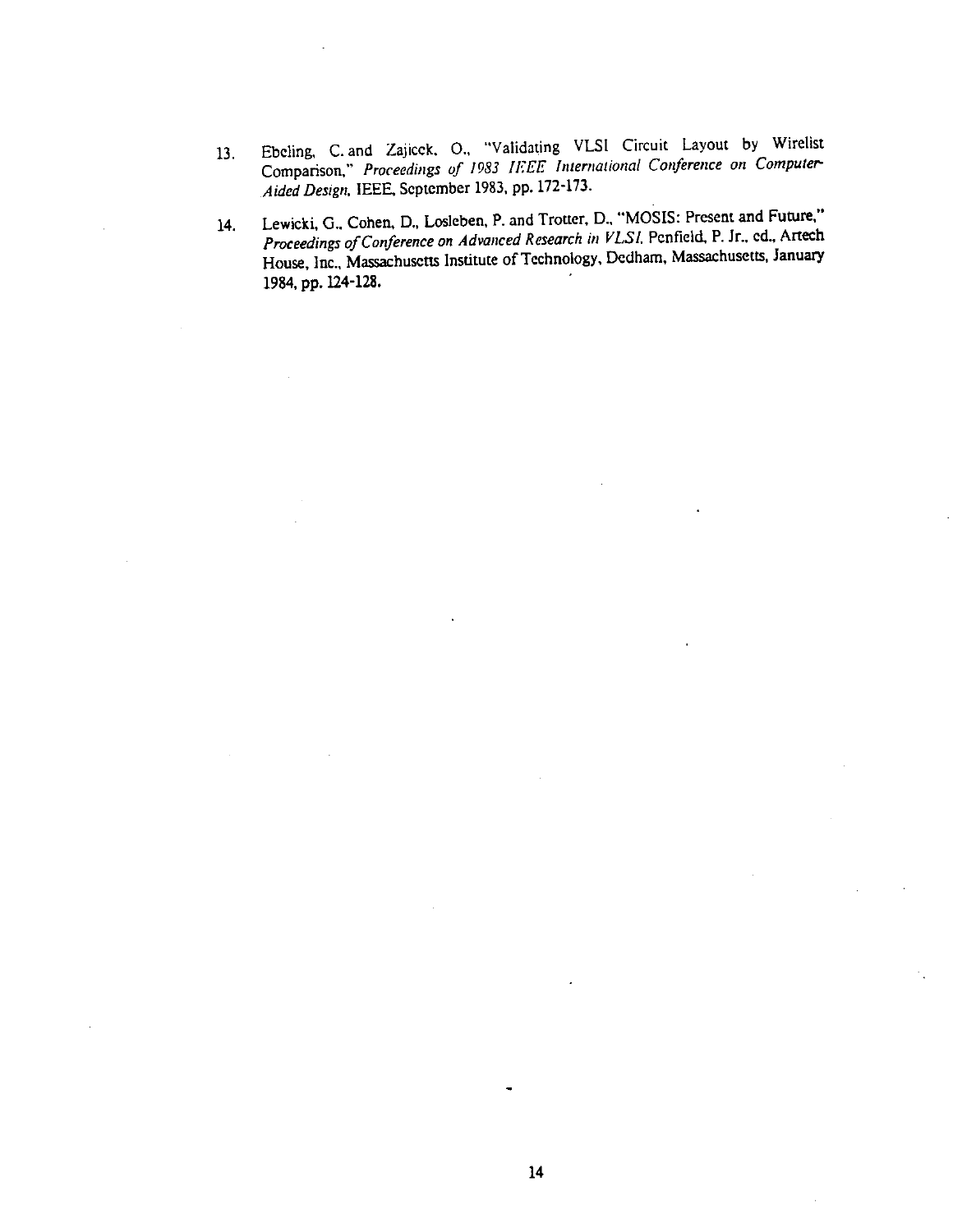13. Ebeling, C. and Zajicek, O., "Validating VLSI Circuit Layout by Wirelist Comparison," *Proceedings of 1983 IEEE International Conference on Computer-Aided Design*, IEEE, September 1983, pp. 172-173.

14. Lewicki, G., Cohen, D., Losleben, P. and Trotter, D., "MOSIS: Present and Future," *Proceedings of Conference on Advanced Research in VLSI*, Penfield, P. Jr., ed., Artech House, Inc., Massachusetts Institute of Technology, Dedham, Massachusetts, January 1984, pp. 124-128.